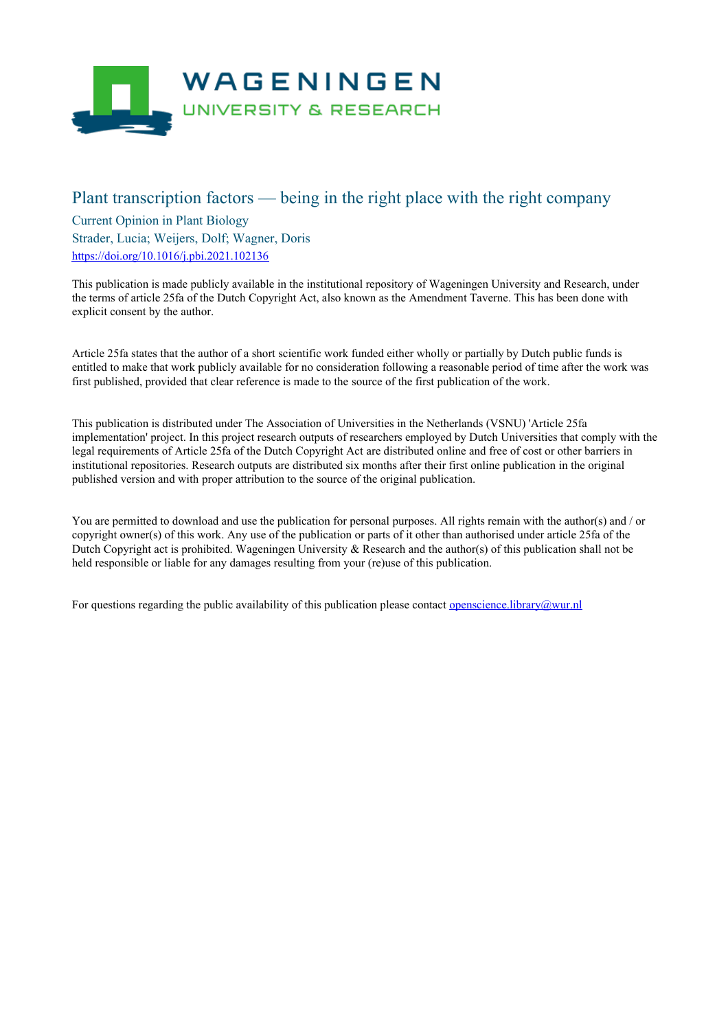# Plant transcription factors — being in the right place with the right company

Current Opinion in Plant Biology

Strader, Lucia; Weijers, Dolf; Wagner, Doris

https://doi.org/10.1016/j.pbi.2021.102136

This publication is made publicly available in the institutional repository of Wageningen University and Research, under the terms of article 25fa of the Dutch Copyright Act, also known as the Amendment Taverne. This has been done with explicit consent by the author.

Article 25fa states that the author of a short scientific work funded either wholly or partially by Dutch public funds is entitled to make that work publicly available for no consideration following a reasonable period of time after the work was first published, provided that clear reference is made to the source of the first publication of the work.

This publication is distributed under The Association of Universities in the Netherlands (VSNU) 'Article 25fa implementation' project. In this project research outputs of researchers employed by Dutch Universities that comply with the legal requirements of Article 25fa of the Dutch Copyright Act are distributed online and free of cost or other barriers in institutional repositories. Research outputs are distributed six months after their first online publication in the original published version and with proper attribution to the source of the original publication.

You are permitted to download and use the publication for personal purposes. All rights remain with the author(s) and / or copyright owner(s) of this work. Any use of the publication or parts of it other than authorised under article 25fa of the Dutch Copyright act is prohibited. Wageningen University & Research and the author(s) of this publication shall not be held responsible or liable for any damages resulting from your (re)use of this publication.

For questions regarding the public availability of this publication please contact openscience.library@wur.nl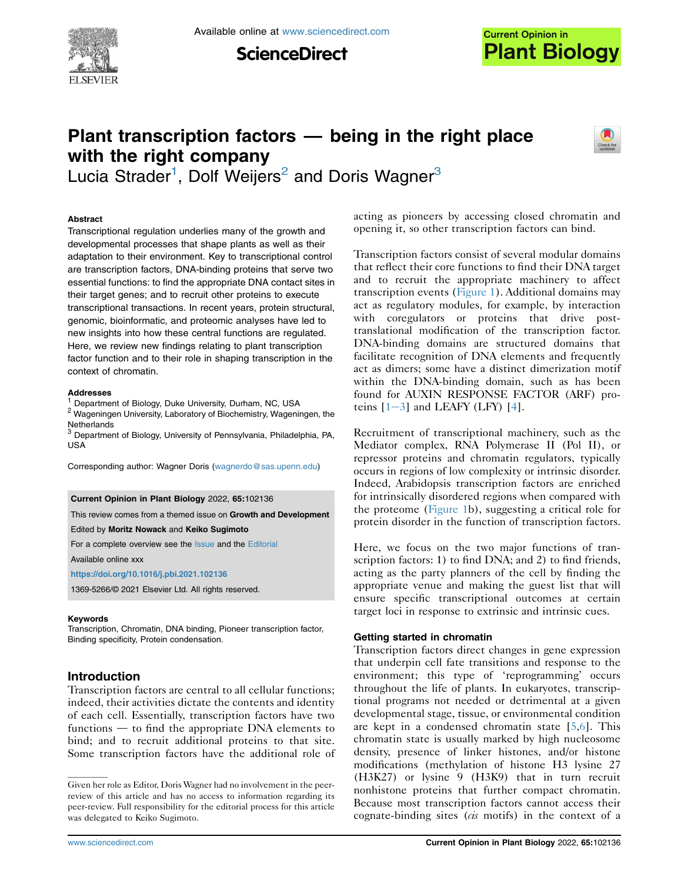# Plant transcription factors — being in the right place with the right company

Lucia Strader[1], Dolf Weijers[2] and Doris Wagner[3]

### Abstract

Transcriptional regulation underlies many of the growth and developmental processes that shape plants as well as their adaptation to their environment. Key to transcriptional control are transcription factors, DNA-binding proteins that serve two essential functions: to find the appropriate DNA contact sites in their target genes; and to recruit other proteins to execute transcriptional transactions. In recent years, protein structural, genomic, bioinformatic, and proteomic analyses have led to new insights into how these central functions are regulated. Here, we review new findings relating to plant transcription factor function and to their role in shaping transcription in the context of chromatin.

### Addresses

[1] Department of Biology, Duke University, Durham, NC, USA
[2] Wageningen University, Laboratory of Biochemistry, Wageningen, the Netherlands
[3] Department of Biology, University of Pennsylvania, Philadelphia, PA, USA

Corresponding author: Wagner Doris (wagnerdo@sas.upenn.edu)

**Current Opinion in Plant Biology** 2022, **65**:102136

This review comes from a themed issue on **Growth and Development**

Edited by **Moritz Nowack** and **Keiko Sugimoto**

For a complete overview see the Issue and the Editorial

Available online xxx

https://doi.org/10.1016/j.pbi.2021.102136

1369-5266/© 2021 Elsevier Ltd. All rights reserved.

### Keywords

Transcription, Chromatin, DNA binding, Pioneer transcription factor, Binding specificity, Protein condensation.

## Introduction

Transcription factors are central to all cellular functions; indeed, their activities dictate the contents and identity of each cell. Essentially, transcription factors have two functions — to find the appropriate DNA elements to bind; and to recruit additional proteins to that site. Some transcription factors have the additional role of acting as pioneers by accessing closed chromatin and opening it, so other transcription factors can bind.

Transcription factors consist of several modular domains that reflect their core functions to find their DNA target and to recruit the appropriate machinery to affect transcription events (Figure 1). Additional domains may act as regulatory modules, for example, by interaction with coregulators or proteins that drive post-translational modification of the transcription factor. DNA-binding domains are structured domains that facilitate recognition of DNA elements and frequently act as dimers; some have a distinct dimerization motif within the DNA-binding domain, such as has been found for AUXIN RESPONSE FACTOR (ARF) proteins [1–3] and LEAFY (LFY) [4].

Recruitment of transcriptional machinery, such as the Mediator complex, RNA Polymerase II (Pol II), or repressor proteins and chromatin regulators, typically occurs in regions of low complexity or intrinsic disorder. Indeed, Arabidopsis transcription factors are enriched for intrinsically disordered regions when compared with the proteome (Figure 1b), suggesting a critical role for protein disorder in the function of transcription factors.

Here, we focus on the two major functions of transcription factors: 1) to find DNA; and 2) to find friends, acting as the party planners of the cell by finding the appropriate venue and making the guest list that will ensure specific transcriptional outcomes at certain target loci in response to extrinsic and intrinsic cues.

## Getting started in chromatin

Transcription factors direct changes in gene expression that underpin cell fate transitions and response to the environment; this type of 'reprogramming' occurs throughout the life of plants. In eukaryotes, transcriptional programs not needed or detrimental at a given developmental stage, tissue, or environmental condition are kept in a condensed chromatin state [5,6]. This chromatin state is usually marked by high nucleosome density, presence of linker histones, and/or histone modifications (methylation of histone H3 lysine 27 (H3K27) or lysine 9 (H3K9) that in turn recruit nonhistone proteins that further compact chromatin. Because most transcription factors cannot access their cognate-binding sites (*cis* motifs) in the context of a

Given her role as Editor, Doris Wagner had no involvement in the peer-review of this article and has no access to information regarding its peer-review. Full responsibility for the editorial process for this article was delegated to Keiko Sugimoto.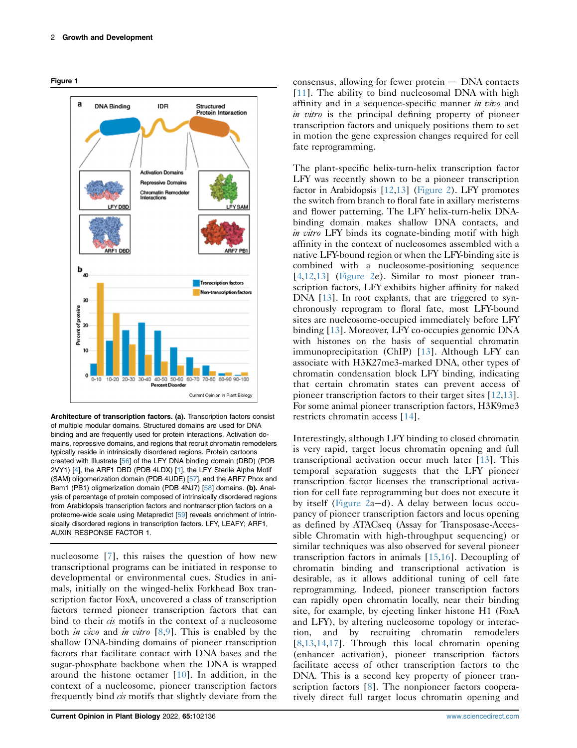Figure 1

**Architecture of transcription factors. (a).** Transcription factors consist of multiple modular domains. Structured domains are used for DNA binding and are frequently used for protein interactions. Activation domains, repressive domains, and regions that recruit chromatin remodelers typically reside in intrinsically disordered regions. Protein cartoons created with Illustrate [56] of the LFY DNA binding domain (DBD) (PDB 2VY1) [4], the ARF1 DBD (PDB 4LDX) [1], the LFY Sterile Alpha Motif (SAM) oligomerization domain (PDB 4UDE) [57], and the ARF7 Phox and Bem1 (PB1) oligmerization domain (PDB 4NJ7) [58] domains. **(b).** Analysis of percentage of protein composed of intrinsically disordered regions from Arabidopsis transcription factors and nontranscription factors on a proteome-wide scale using Metapredict [59] reveals enrichment of intrinsically disordered regions in transcription factors. LFY, LEAFY; ARF1, AUXIN RESPONSE FACTOR 1.

nucleosome [7], this raises the question of how new transcriptional programs can be initiated in response to developmental or environmental cues. Studies in animals, initially on the winged-helix Forkhead Box transcription factor FoxA, uncovered a class of transcription factors termed pioneer transcription factors that can bind to their *cis* motifs in the context of a nucleosome both *in vivo* and *in vitro* [8,9]. This is enabled by the shallow DNA-binding domains of pioneer transcription factors that facilitate contact with DNA bases and the sugar-phosphate backbone when the DNA is wrapped around the histone octamer [10]. In addition, in the context of a nucleosome, pioneer transcription factors frequently bind *cis* motifs that slightly deviate from the consensus, allowing for fewer protein — DNA contacts [11]. The ability to bind nucleosomal DNA with high affinity and in a sequence-specific manner *in vivo* and *in vitro* is the principal defining property of pioneer transcription factors and uniquely positions them to set in motion the gene expression changes required for cell fate reprogramming.

The plant-specific helix-turn-helix transcription factor LFY was recently shown to be a pioneer transcription factor in Arabidopsis [12,13] (Figure 2). LFY promotes the switch from branch to floral fate in axillary meristems and flower patterning. The LFY helix-turn-helix DNA-binding domain makes shallow DNA contacts, and *in vitro* LFY binds its cognate-binding motif with high affinity in the context of nucleosomes assembled with a native LFY-bound region or when the LFY-binding site is combined with a nucleosome-positioning sequence [4,12,13] (Figure 2e). Similar to most pioneer transcription factors, LFY exhibits higher affinity for naked DNA [13]. In root explants, that are triggered to synchronously reprogram to floral fate, most LFY-bound sites are nucleosome-occupied immediately before LFY binding [13]. Moreover, LFY co-occupies genomic DNA with histones on the basis of sequential chromatin immunoprecipitation (ChIP) [13]. Although LFY can associate with H3K27me3-marked DNA, other types of chromatin condensation block LFY binding, indicating that certain chromatin states can prevent access of pioneer transcription factors to their target sites [12,13]. For some animal pioneer transcription factors, H3K9me3 restricts chromatin access [14].

Interestingly, although LFY binding to closed chromatin is very rapid, target locus chromatin opening and full transcriptional activation occur much later [13]. This temporal separation suggests that the LFY pioneer transcription factor licenses the transcriptional activation for cell fate reprogramming but does not execute it by itself (Figure 2a–d). A delay between locus occupancy of pioneer transcription factors and locus opening as defined by ATACseq (Assay for Transposase-Accessible Chromatin with high-throughput sequencing) or similar techniques was also observed for several pioneer transcription factors in animals [15,16]. Decoupling of chromatin binding and transcriptional activation is desirable, as it allows additional tuning of cell fate reprogramming. Indeed, pioneer transcription factors can rapidly open chromatin locally, near their binding site, for example, by ejecting linker histone H1 (FoxA and LFY), by altering nucleosome topology or interaction, and by recruiting chromatin remodelers [8,13,14,17]. Through this local chromatin opening (enhancer activation), pioneer transcription factors facilitate access of other transcription factors to the DNA. This is a second key property of pioneer transcription factors [8]. The nonpioneer factors cooperatively direct full target locus chromatin opening and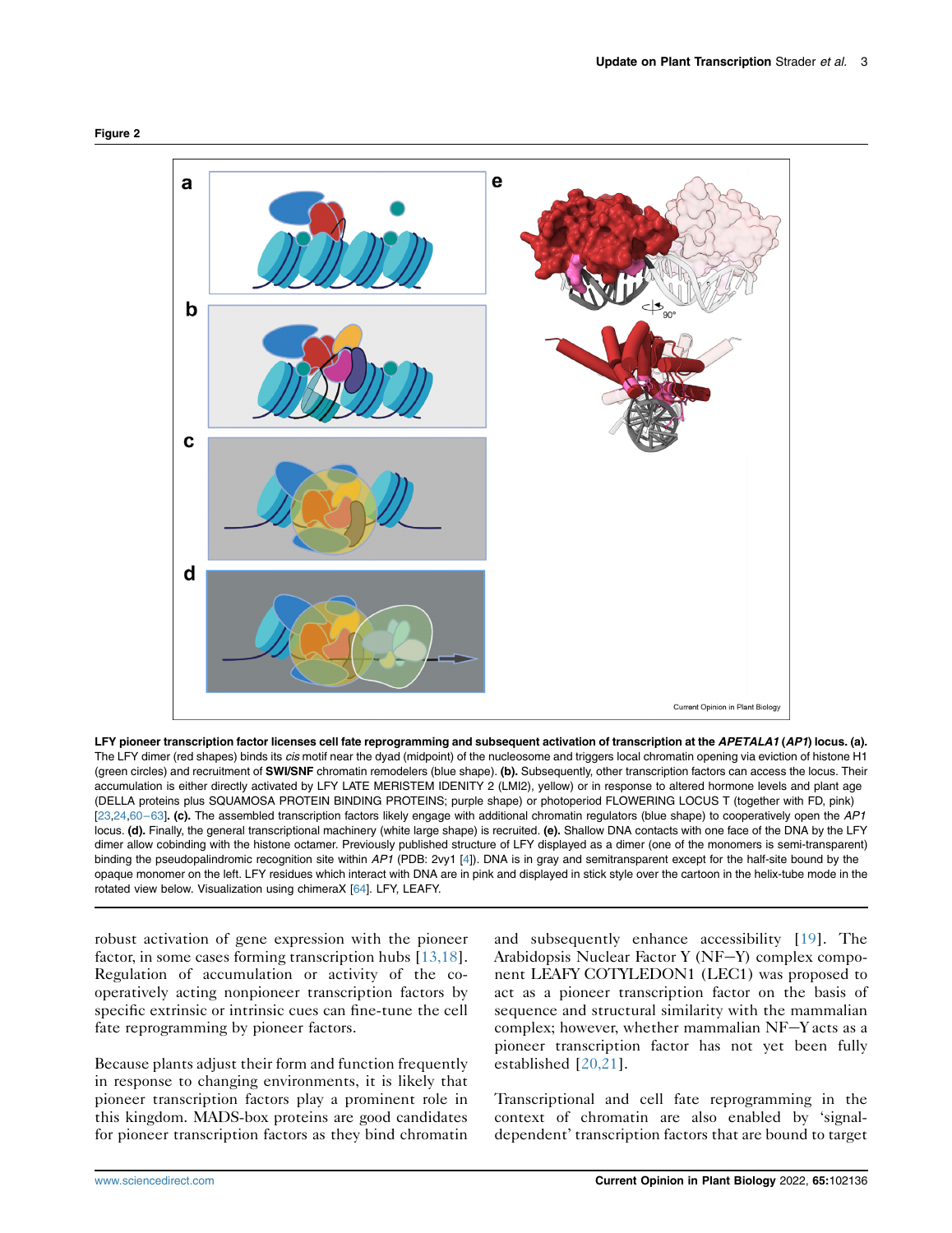**Figure 2**

**LFY pioneer transcription factor licenses cell fate reprogramming and subsequent activation of transcription at the *APETALA1* (*AP1*) locus. (a).** The LFY dimer (red shapes) binds its *cis* motif near the dyad (midpoint) of the nucleosome and triggers local chromatin opening via eviction of histone H1 (green circles) and recruitment of **SWI/SNF** chromatin remodelers (blue shape). **(b).** Subsequently, other transcription factors can access the locus. Their accumulation is either directly activated by LFY LATE MERISTEM IDENITY 2 (LMI2), yellow) or in response to altered hormone levels and plant age (DELLA proteins plus SQUAMOSA PROTEIN BINDING PROTEINS; purple shape) or photoperiod FLOWERING LOCUS T (together with FD, pink) [23,24,60–63]**. (c).** The assembled transcription factors likely engage with additional chromatin regulators (blue shape) to cooperatively open the *AP1* locus. **(d).** Finally, the general transcriptional machinery (white large shape) is recruited. **(e).** Shallow DNA contacts with one face of the DNA by the LFY dimer allow cobinding with the histone octamer. Previously published structure of LFY displayed as a dimer (one of the monomers is semi-transparent) binding the pseudopalindromic recognition site within *AP1* (PDB: 2vy1 [4]). DNA is in gray and semitransparent except for the half-site bound by the opaque monomer on the left. LFY residues which interact with DNA are in pink and displayed in stick style over the cartoon in the helix-tube mode in the rotated view below. Visualization using chimeraX [64]. LFY, LEAFY.

robust activation of gene expression with the pioneer factor, in some cases forming transcription hubs [13,18]. Regulation of accumulation or activity of the co-operatively acting nonpioneer transcription factors by specific extrinsic or intrinsic cues can fine-tune the cell fate reprogramming by pioneer factors.

Because plants adjust their form and function frequently in response to changing environments, it is likely that pioneer transcription factors play a prominent role in this kingdom. MADS-box proteins are good candidates for pioneer transcription factors as they bind chromatin and subsequently enhance accessibility [19]. The Arabidopsis Nuclear Factor Y (NF−Y) complex component LEAFY COTYLEDON1 (LEC1) was proposed to act as a pioneer transcription factor on the basis of sequence and structural similarity with the mammalian complex; however, whether mammalian NF−Y acts as a pioneer transcription factor has not yet been fully established [20,21].

Transcriptional and cell fate reprogramming in the context of chromatin are also enabled by 'signal-dependent' transcription factors that are bound to target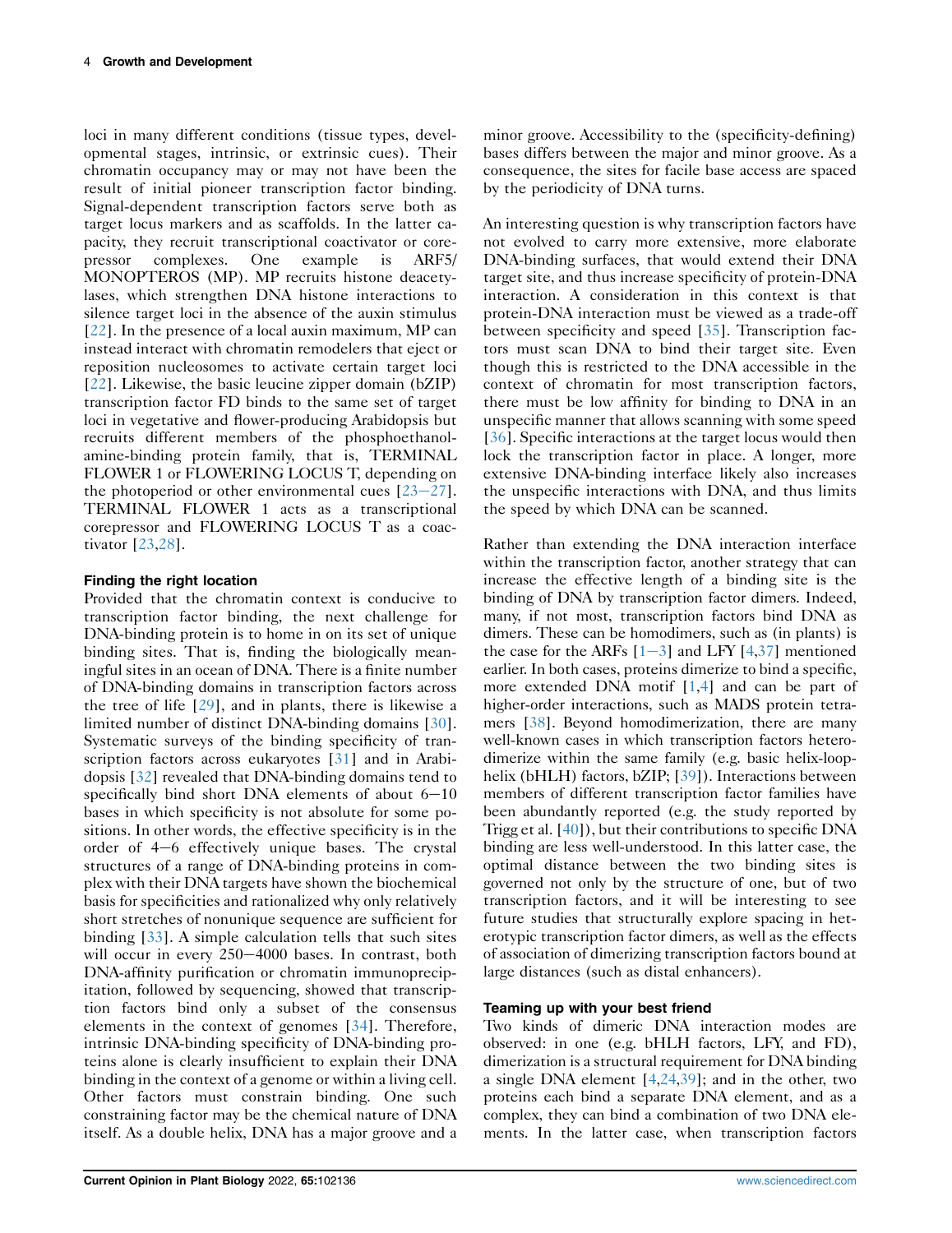loci in many different conditions (tissue types, developmental stages, intrinsic, or extrinsic cues). Their chromatin occupancy may or may not have been the result of initial pioneer transcription factor binding. Signal-dependent transcription factors serve both as target locus markers and as scaffolds. In the latter capacity, they recruit transcriptional coactivator or corepressor complexes. One example is ARF5/MONOPTEROS (MP). MP recruits histone deacetylases, which strengthen DNA histone interactions to silence target loci in the absence of the auxin stimulus [22]. In the presence of a local auxin maximum, MP can instead interact with chromatin remodelers that eject or reposition nucleosomes to activate certain target loci [22]. Likewise, the basic leucine zipper domain (bZIP) transcription factor FD binds to the same set of target loci in vegetative and flower-producing Arabidopsis but recruits different members of the phosphoethanolamine-binding protein family, that is, TERMINAL FLOWER 1 or FLOWERING LOCUS T, depending on the photoperiod or other environmental cues [23–27]. TERMINAL FLOWER 1 acts as a transcriptional corepressor and FLOWERING LOCUS T as a coactivator [23,28].

### Finding the right location

Provided that the chromatin context is conducive to transcription factor binding, the next challenge for DNA-binding protein is to home in on its set of unique binding sites. That is, finding the biologically meaningful sites in an ocean of DNA. There is a finite number of DNA-binding domains in transcription factors across the tree of life [29], and in plants, there is likewise a limited number of distinct DNA-binding domains [30]. Systematic surveys of the binding specificity of transcription factors across eukaryotes [31] and in Arabidopsis [32] revealed that DNA-binding domains tend to specifically bind short DNA elements of about 6–10 bases in which specificity is not absolute for some positions. In other words, the effective specificity is in the order of 4–6 effectively unique bases. The crystal structures of a range of DNA-binding proteins in complex with their DNA targets have shown the biochemical basis for specificities and rationalized why only relatively short stretches of nonunique sequence are sufficient for binding [33]. A simple calculation tells that such sites will occur in every 250–4000 bases. In contrast, both DNA-affinity purification or chromatin immunoprecipitation, followed by sequencing, showed that transcription factors bind only a subset of the consensus elements in the context of genomes [34]. Therefore, intrinsic DNA-binding specificity of DNA-binding proteins alone is clearly insufficient to explain their DNA binding in the context of a genome or within a living cell. Other factors must constrain binding. One such constraining factor may be the chemical nature of DNA itself. As a double helix, DNA has a major groove and a minor groove. Accessibility to the (specificity-defining) bases differs between the major and minor groove. As a consequence, the sites for facile base access are spaced by the periodicity of DNA turns.

An interesting question is why transcription factors have not evolved to carry more extensive, more elaborate DNA-binding surfaces, that would extend their DNA target site, and thus increase specificity of protein-DNA interaction. A consideration in this context is that protein-DNA interaction must be viewed as a trade-off between specificity and speed [35]. Transcription factors must scan DNA to bind their target site. Even though this is restricted to the DNA accessible in the context of chromatin for most transcription factors, there must be low affinity for binding to DNA in an unspecific manner that allows scanning with some speed [36]. Specific interactions at the target locus would then lock the transcription factor in place. A longer, more extensive DNA-binding interface likely also increases the unspecific interactions with DNA, and thus limits the speed by which DNA can be scanned.

Rather than extending the DNA interaction interface within the transcription factor, another strategy that can increase the effective length of a binding site is the binding of DNA by transcription factor dimers. Indeed, many, if not most, transcription factors bind DNA as dimers. These can be homodimers, such as (in plants) is the case for the ARFs [1–3] and LFY [4,37] mentioned earlier. In both cases, proteins dimerize to bind a specific, more extended DNA motif [1,4] and can be part of higher-order interactions, such as MADS protein tetramers [38]. Beyond homodimerization, there are many well-known cases in which transcription factors heterodimerize within the same family (e.g. basic helix-loop-helix (bHLH) factors, bZIP; [39]). Interactions between members of different transcription factor families have been abundantly reported (e.g. the study reported by Trigg et al. [40]), but their contributions to specific DNA binding are less well-understood. In this latter case, the optimal distance between the two binding sites is governed not only by the structure of one, but of two transcription factors, and it will be interesting to see future studies that structurally explore spacing in heterotypic transcription factor dimers, as well as the effects of association of dimerizing transcription factors bound at large distances (such as distal enhancers).

### Teaming up with your best friend

Two kinds of dimeric DNA interaction modes are observed: in one (e.g. bHLH factors, LFY, and FD), dimerization is a structural requirement for DNA binding a single DNA element [4,24,39]; and in the other, two proteins each bind a separate DNA element, and as a complex, they can bind a combination of two DNA elements. In the latter case, when transcription factors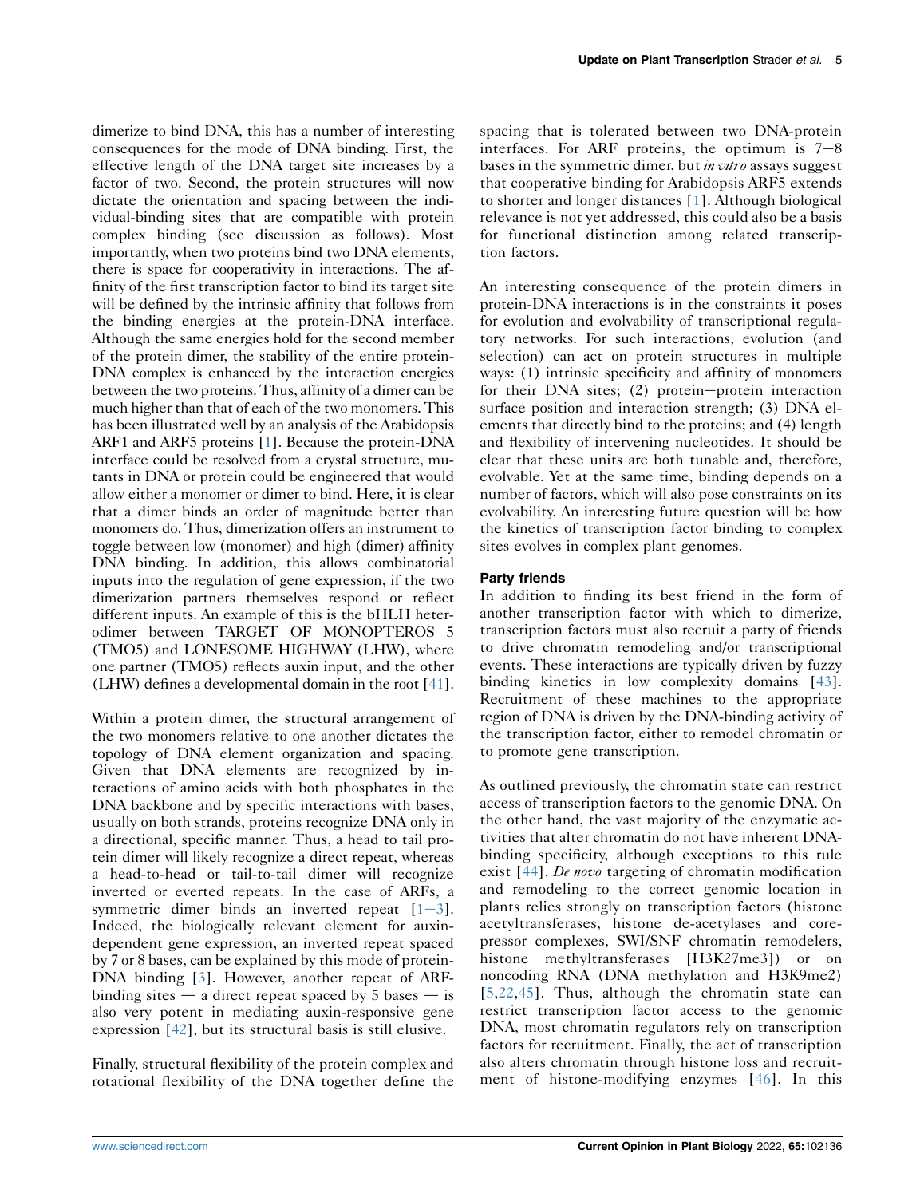dimerize to bind DNA, this has a number of interesting consequences for the mode of DNA binding. First, the effective length of the DNA target site increases by a factor of two. Second, the protein structures will now dictate the orientation and spacing between the individual-binding sites that are compatible with protein complex binding (see discussion as follows). Most importantly, when two proteins bind two DNA elements, there is space for cooperativity in interactions. The affinity of the first transcription factor to bind its target site will be defined by the intrinsic affinity that follows from the binding energies at the protein-DNA interface. Although the same energies hold for the second member of the protein dimer, the stability of the entire protein-DNA complex is enhanced by the interaction energies between the two proteins. Thus, affinity of a dimer can be much higher than that of each of the two monomers. This has been illustrated well by an analysis of the Arabidopsis ARF1 and ARF5 proteins [1]. Because the protein-DNA interface could be resolved from a crystal structure, mutants in DNA or protein could be engineered that would allow either a monomer or dimer to bind. Here, it is clear that a dimer binds an order of magnitude better than monomers do. Thus, dimerization offers an instrument to toggle between low (monomer) and high (dimer) affinity DNA binding. In addition, this allows combinatorial inputs into the regulation of gene expression, if the two dimerization partners themselves respond or reflect different inputs. An example of this is the bHLH heterodimer between TARGET OF MONOPTEROS 5 (TMO5) and LONESOME HIGHWAY (LHW), where one partner (TMO5) reflects auxin input, and the other (LHW) defines a developmental domain in the root [41].

Within a protein dimer, the structural arrangement of the two monomers relative to one another dictates the topology of DNA element organization and spacing. Given that DNA elements are recognized by interactions of amino acids with both phosphates in the DNA backbone and by specific interactions with bases, usually on both strands, proteins recognize DNA only in a directional, specific manner. Thus, a head to tail protein dimer will likely recognize a direct repeat, whereas a head-to-head or tail-to-tail dimer will recognize inverted or everted repeats. In the case of ARFs, a symmetric dimer binds an inverted repeat [1–3]. Indeed, the biologically relevant element for auxin-dependent gene expression, an inverted repeat spaced by 7 or 8 bases, can be explained by this mode of protein-DNA binding [3]. However, another repeat of ARF-binding sites — a direct repeat spaced by 5 bases — is also very potent in mediating auxin-responsive gene expression [42], but its structural basis is still elusive.

Finally, structural flexibility of the protein complex and rotational flexibility of the DNA together define the spacing that is tolerated between two DNA-protein interfaces. For ARF proteins, the optimum is 7–8 bases in the symmetric dimer, but *in vitro* assays suggest that cooperative binding for Arabidopsis ARF5 extends to shorter and longer distances [1]. Although biological relevance is not yet addressed, this could also be a basis for functional distinction among related transcription factors.

An interesting consequence of the protein dimers in protein-DNA interactions is in the constraints it poses for evolution and evolvability of transcriptional regulatory networks. For such interactions, evolution (and selection) can act on protein structures in multiple ways: (1) intrinsic specificity and affinity of monomers for their DNA sites; (2) protein–protein interaction surface position and interaction strength; (3) DNA elements that directly bind to the proteins; and (4) length and flexibility of intervening nucleotides. It should be clear that these units are both tunable and, therefore, evolvable. Yet at the same time, binding depends on a number of factors, which will also pose constraints on its evolvability. An interesting future question will be how the kinetics of transcription factor binding to complex sites evolves in complex plant genomes.

### Party friends

In addition to finding its best friend in the form of another transcription factor with which to dimerize, transcription factors must also recruit a party of friends to drive chromatin remodeling and/or transcriptional events. These interactions are typically driven by fuzzy binding kinetics in low complexity domains [43]. Recruitment of these machines to the appropriate region of DNA is driven by the DNA-binding activity of the transcription factor, either to remodel chromatin or to promote gene transcription.

As outlined previously, the chromatin state can restrict access of transcription factors to the genomic DNA. On the other hand, the vast majority of the enzymatic activities that alter chromatin do not have inherent DNA-binding specificity, although exceptions to this rule exist [44]. *De novo* targeting of chromatin modification and remodeling to the correct genomic location in plants relies strongly on transcription factors (histone acetyltransferases, histone de-acetylases and corepressor complexes, SWI/SNF chromatin remodelers, histone methyltransferases [H3K27me3]) or on noncoding RNA (DNA methylation and H3K9me2) [5,22,45]. Thus, although the chromatin state can restrict transcription factor access to the genomic DNA, most chromatin regulators rely on transcription factors for recruitment. Finally, the act of transcription also alters chromatin through histone loss and recruitment of histone-modifying enzymes [46]. In this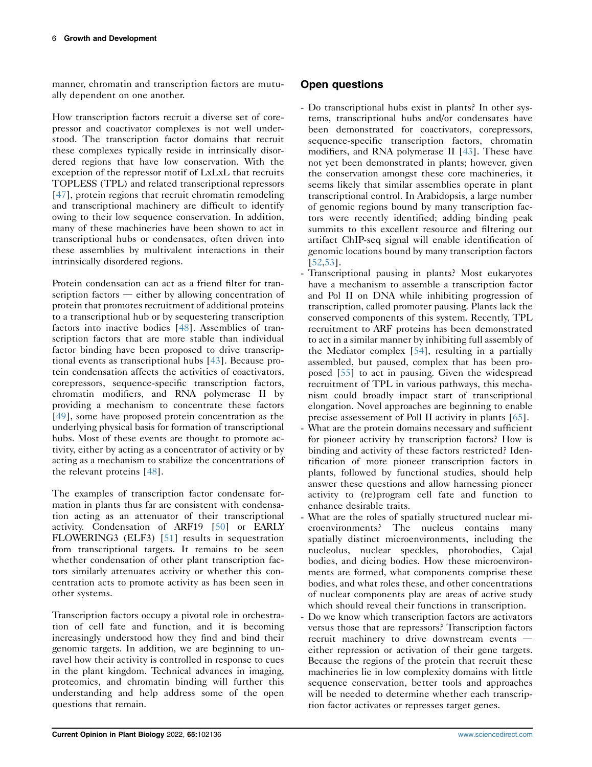manner, chromatin and transcription factors are mutually dependent on one another.

How transcription factors recruit a diverse set of corepressor and coactivator complexes is not well understood. The transcription factor domains that recruit these complexes typically reside in intrinsically disordered regions that have low conservation. With the exception of the repressor motif of LxLxL that recruits TOPLESS (TPL) and related transcriptional repressors [47], protein regions that recruit chromatin remodeling and transcriptional machinery are difficult to identify owing to their low sequence conservation. In addition, many of these machineries have been shown to act in transcriptional hubs or condensates, often driven into these assemblies by multivalent interactions in their intrinsically disordered regions.

Protein condensation can act as a friend filter for transcription factors — either by allowing concentration of protein that promotes recruitment of additional proteins to a transcriptional hub or by sequestering transcription factors into inactive bodies [48]. Assemblies of transcription factors that are more stable than individual factor binding have been proposed to drive transcriptional events as transcriptional hubs [43]. Because protein condensation affects the activities of coactivators, corepressors, sequence-specific transcription factors, chromatin modifiers, and RNA polymerase II by providing a mechanism to concentrate these factors [49], some have proposed protein concentration as the underlying physical basis for formation of transcriptional hubs. Most of these events are thought to promote activity, either by acting as a concentrator of activity or by acting as a mechanism to stabilize the concentrations of the relevant proteins [48].

The examples of transcription factor condensate formation in plants thus far are consistent with condensation acting as an attenuator of their transcriptional activity. Condensation of ARF19 [50] or EARLY FLOWERING3 (ELF3) [51] results in sequestration from transcriptional targets. It remains to be seen whether condensation of other plant transcription factors similarly attenuates activity or whether this concentration acts to promote activity as has been seen in other systems.

Transcription factors occupy a pivotal role in orchestration of cell fate and function, and it is becoming increasingly understood how they find and bind their genomic targets. In addition, we are beginning to unravel how their activity is controlled in response to cues in the plant kingdom. Technical advances in imaging, proteomics, and chromatin binding will further this understanding and help address some of the open questions that remain.

## Open questions

- Do transcriptional hubs exist in plants? In other systems, transcriptional hubs and/or condensates have been demonstrated for coactivators, corepressors, sequence-specific transcription factors, chromatin modifiers, and RNA polymerase II [43]. These have not yet been demonstrated in plants; however, given the conservation amongst these core machineries, it seems likely that similar assemblies operate in plant transcriptional control. In Arabidopsis, a large number of genomic regions bound by many transcription factors were recently identified; adding binding peak summits to this excellent resource and filtering out artifact ChIP-seq signal will enable identification of genomic locations bound by many transcription factors [52,53].
- Transcriptional pausing in plants? Most eukaryotes have a mechanism to assemble a transcription factor and Pol II on DNA while inhibiting progression of transcription, called promoter pausing. Plants lack the conserved components of this system. Recently, TPL recruitment to ARF proteins has been demonstrated to act in a similar manner by inhibiting full assembly of the Mediator complex [54], resulting in a partially assembled, but paused, complex that has been proposed [55] to act in pausing. Given the widespread recruitment of TPL in various pathways, this mechanism could broadly impact start of transcriptional elongation. Novel approaches are beginning to enable precise assessement of Poll II activity in plants [65].
- What are the protein domains necessary and sufficient for pioneer activity by transcription factors? How is binding and activity of these factors restricted? Identification of more pioneer transcription factors in plants, followed by functional studies, should help answer these questions and allow harnessing pioneer activity to (re)program cell fate and function to enhance desirable traits.
- What are the roles of spatially structured nuclear microenvironments? The nucleus contains many spatially distinct microenvironments, including the nucleolus, nuclear speckles, photobodies, Cajal bodies, and dicing bodies. How these microenvironments are formed, what components comprise these bodies, and what roles these, and other concentrations of nuclear components play are areas of active study which should reveal their functions in transcription.
- Do we know which transcription factors are activators versus those that are repressors? Transcription factors recruit machinery to drive downstream events — either repression or activation of their gene targets. Because the regions of the protein that recruit these machineries lie in low complexity domains with little sequence conservation, better tools and approaches will be needed to determine whether each transcription factor activates or represses target genes.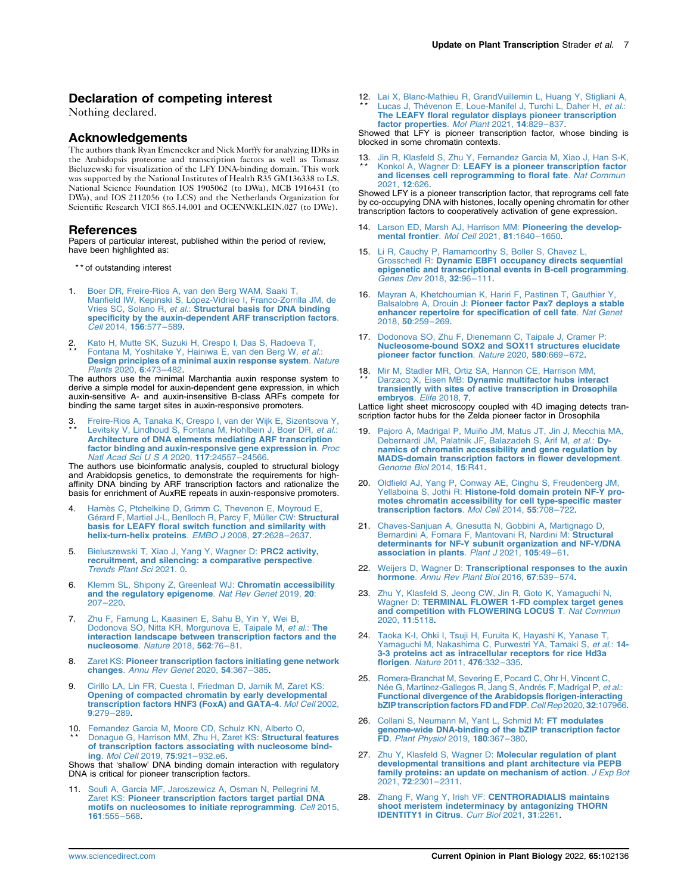## Declaration of competing interest

Nothing declared.

## Acknowledgements

The authors thank Ryan Emenecker and Nick Morffy for analyzing IDRs in the Arabidopsis proteome and transcription factors as well as Tomasz Bieluzewski for visualization of the LFY DNA-binding domain. This work was supported by the National Institutes of Health R35 GM136338 to LS, National Science Foundation IOS 1905062 (to DWa), MCB 1916431 (to DWa), and IOS 2112056 (to LCS) and the Netherlands Organization for Scientific Research VICI 865.14.001 and OCENW.KLEIN.027 (to DWe).

## References

Papers of particular interest, published within the period of review, have been highlighted as:

** of outstanding interest

1. Boer DR, Freire-Rios A, van den Berg WAM, Saaki T, Manfield IW, Kepinski S, López-Vidrieo I, Franco-Zorrilla JM, de Vries SC, Solano R, *et al.*: **Structural basis for DNA binding specificity by the auxin-dependent ARF transcription factors**. *Cell* 2014, **156**:577–589.

2. ** Kato H, Mutte SK, Suzuki H, Crespo I, Das S, Radoeva T, Fontana M, Yoshitake Y, Hainiwa E, van den Berg W, *et al.*: **Design principles of a minimal auxin response system**. *Nature Plants* 2020, **6**:473–482.
The authors use the minimal Marchantia auxin response system to derive a simple model for auxin-dependent gene expression, in which auxin-sensitive A- and auxin-insensitive B-class ARFs compete for binding the same target sites in auxin-responsive promoters.

3. ** Freire-Rios A, Tanaka K, Crespo I, van der Wijk E, Sizentsova Y, Levitsky V, Lindhoud S, Fontana M, Hohlbein J, Boer DR, *et al.*: **Architecture of DNA elements mediating ARF transcription factor binding and auxin-responsive gene expression in**. *Proc Natl Acad Sci U S A* 2020, **117**:24557–24566.
The authors use bioinformatic analysis, coupled to structural biology and Arabidopsis genetics, to demonstrate the requirements for high-affinity DNA binding by ARF transcription factors and rationalize the basis for enrichment of AuxRE repeats in auxin-responsive promoters.

4. Hamès C, Ptchelkine D, Grimm C, Thevenon E, Moyroud E, Gérard F, Martiel J-L, Benlloch R, Parcy F, Müller CW: **Structural basis for LEAFY floral switch function and similarity with helix-turn-helix proteins**. *EMBO J* 2008, **27**:2628–2637.

5. Bieluszewski T, Xiao J, Yang Y, Wagner D: **PRC2 activity, recruitment, and silencing: a comparative perspective**. *Trends Plant Sci* 2021. 0.

6. Klemm SL, Shipony Z, Greenleaf WJ: **Chromatin accessibility and the regulatory epigenome**. *Nat Rev Genet* 2019, **20**: 207–220.

7. Zhu F, Farnung L, Kaasinen E, Sahu B, Yin Y, Wei B, Dodonova SO, Nitta KR, Morgunova E, Taipale M, *et al.*: **The interaction landscape between transcription factors and the nucleosome**. *Nature* 2018, **562**:76–81.

8. Zaret KS: **Pioneer transcription factors initiating gene network changes**. *Annu Rev Genet* 2020, **54**:367–385.

9. Cirillo LA, Lin FR, Cuesta I, Friedman D, Jarnik M, Zaret KS: **Opening of compacted chromatin by early developmental transcription factors HNF3 (FoxA) and GATA-4**. *Mol Cell* 2002, **9**:279–289.

10. ** Fernandez Garcia M, Moore CD, Schulz KN, Alberto O, Donague G, Harrison MM, Zhu H, Zaret KS: **Structural features of transcription factors associating with nucleosome binding**. *Mol Cell* 2019, **75**:921–932.e6.
Shows that 'shallow' DNA binding domain interaction with regulatory DNA is critical for pioneer transcription factors.

11. Soufi A, Garcia MF, Jaroszewicz A, Osman N, Pellegrini M, Zaret KS: **Pioneer transcription factors target partial DNA motifs on nucleosomes to initiate reprogramming**. *Cell* 2015, **161**:555–568.

12. ** Lai X, Blanc-Mathieu R, GrandVuillemin L, Huang Y, Stigliani A, Lucas J, Thévenon E, Loue-Manifel J, Turchi L, Daher H, *et al.*: **The LEAFY floral regulator displays pioneer transcription factor properties**. *Mol Plant* 2021, **14**:829–837.
Showed that LFY is pioneer transcription factor, whose binding is blocked in some chromatin contexts.

13. ** Jin R, Klasfeld S, Zhu Y, Fernandez Garcia M, Xiao J, Han S-K, Konkol A, Wagner D: **LEAFY is a pioneer transcription factor and licenses cell reprogramming to floral fate**. *Nat Commun* 2021, **12**:626.
Showed LFY is a pioneer transcription factor, that reprograms cell fate by co-occupying DNA with histones, locally opening chromatin for other transcription factors to cooperatively activation of gene expression.

14. Larson ED, Marsh AJ, Harrison MM: **Pioneering the developmental frontier**. *Mol Cell* 2021, **81**:1640–1650.

15. Li R, Cauchy P, Ramamoorthy S, Boller S, Chavez L, Grosschedl R: **Dynamic EBF1 occupancy directs sequential epigenetic and transcriptional events in B-cell programming**. *Genes Dev* 2018, **32**:96–111.

16. Mayran A, Khetchoumian K, Hariri F, Pastinen T, Gauthier Y, Balsalobre A, Drouin J: **Pioneer factor Pax7 deploys a stable enhancer repertoire for specification of cell fate**. *Nat Genet* 2018, **50**:259–269.

17. Dodonova SO, Zhu F, Dienemann C, Taipale J, Cramer P: **Nucleosome-bound SOX2 and SOX11 structures elucidate pioneer factor function**. *Nature* 2020, **580**:669–672.

18. ** Mir M, Stadler MR, Ortiz SA, Hannon CE, Harrison MM, Darzacq X, Eisen MB: **Dynamic multifactor hubs interact transiently with sites of active transcription in Drosophila embryos**. *Elife* 2018, **7**.
Lattice light sheet microscopy coupled with 4D imaging detects transcription factor hubs for the Zelda pioneer factor in Drosophila

19. Pajoro A, Madrigal P, Muiño JM, Matus JT, Jin J, Mecchia MA, Debernardi JM, Palatnik JF, Balazadeh S, Arif M, *et al.*: **Dynamics of chromatin accessibility and gene regulation by MADS-domain transcription factors in flower development**. *Genome Biol* 2014, **15**:R41.

20. Oldfield AJ, Yang P, Conway AE, Cinghu S, Freudenberg JM, Yellaboina S, Jothi R: **Histone-fold domain protein NF-Y promotes chromatin accessibility for cell type-specific master transcription factors**. *Mol Cell* 2014, **55**:708–722.

21. Chaves-Sanjuan A, Gnesutta N, Gobbini A, Martignago D, Bernardini A, Fornara F, Mantovani R, Nardini M: **Structural determinants for NF-Y subunit organization and NF-Y/DNA association in plants**. *Plant J* 2021, **105**:49–61.

22. Weijers D, Wagner D: **Transcriptional responses to the auxin hormone**. *Annu Rev Plant Biol* 2016, **67**:539–574.

23. Zhu Y, Klasfeld S, Jeong CW, Jin R, Goto K, Yamaguchi N, Wagner D: **TERMINAL FLOWER 1-FD complex target genes and competition with FLOWERING LOCUS T**. *Nat Commun* 2020, **11**:5118.

24. Taoka K-I, Ohki I, Tsuji H, Furuita K, Hayashi K, Yanase T, Yamaguchi M, Nakashima C, Purwestri YA, Tamaki S, *et al.*: **14-3-3 proteins act as intracellular receptors for rice Hd3a florigen**. *Nature* 2011, **476**:332–335.

25. Romera-Branchat M, Severing E, Pocard C, Ohr H, Vincent C, Née G, Martinez-Gallegos R, Jang S, Andrés F, Madrigal P, *et al.*: **Functional divergence of the Arabidopsis florigen-interacting bZIP transcription factors FD and FDP**. *Cell Rep* 2020, **32**:107966.

26. Collani S, Neumann M, Yant L, Schmid M: **FT modulates genome-wide DNA-binding of the bZIP transcription factor FD**. *Plant Physiol* 2019, **180**:367–380.

27. Zhu Y, Klasfeld S, Wagner D: **Molecular regulation of plant developmental transitions and plant architecture via PEPB family proteins: an update on mechanism of action**. *J Exp Bot* 2021, **72**:2301–2311.

28. Zhang F, Wang Y, Irish VF: **CENTRORADIALIS maintains shoot meristem indeterminacy by antagonizing THORN IDENTITY1 in Citrus**. *Curr Biol* 2021, **31**:2261.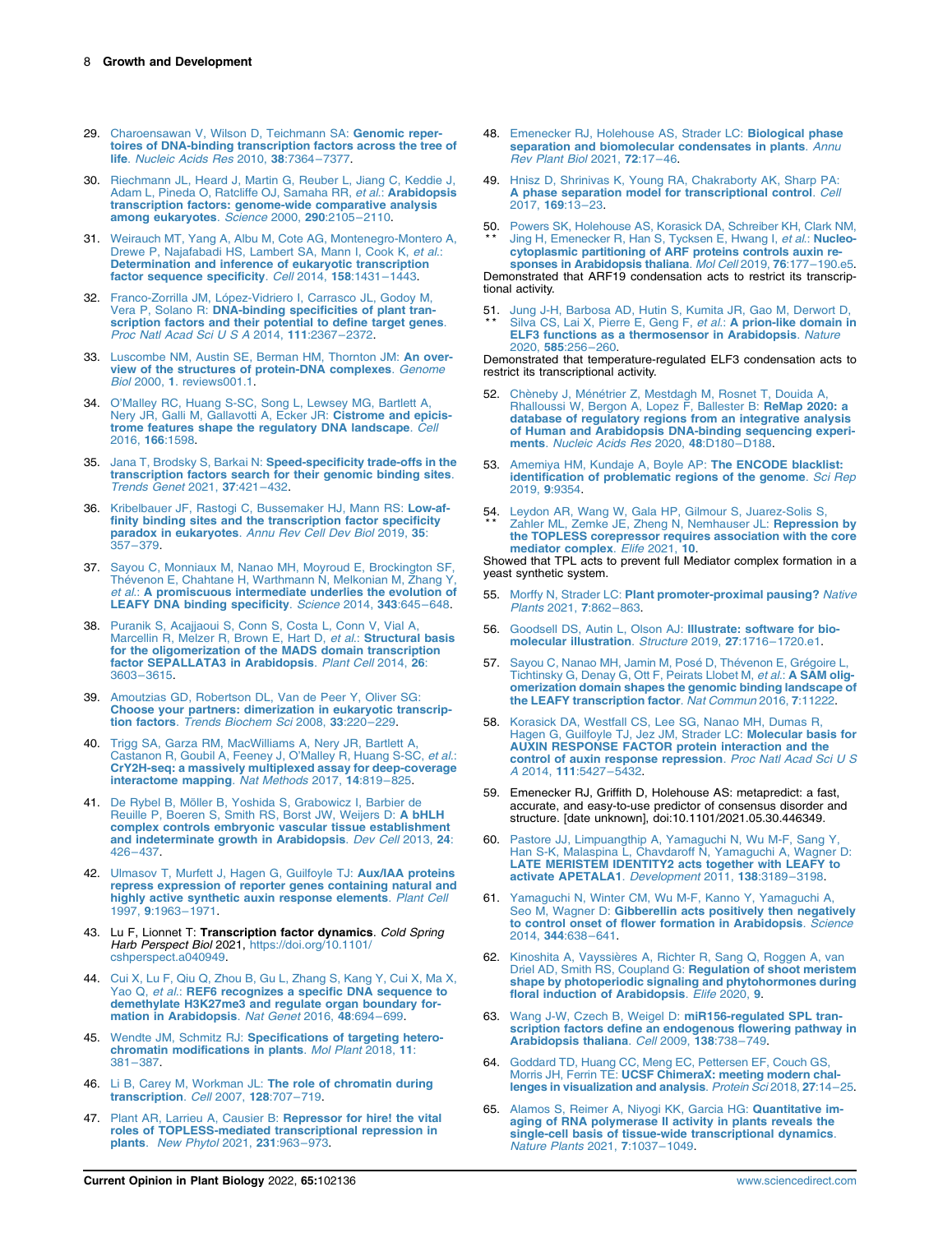29. Charoensawan V, Wilson D, Teichmann SA: **Genomic repertoires of DNA-binding transcription factors across the tree of life**. *Nucleic Acids Res* 2010, **38**:7364–7377.

30. Riechmann JL, Heard J, Martin G, Reuber L, Jiang C, Keddie J, Adam L, Pineda O, Ratcliffe OJ, Samaha RR, *et al.*: **Arabidopsis transcription factors: genome-wide comparative analysis among eukaryotes**. *Science* 2000, **290**:2105–2110.

31. Weirauch MT, Yang A, Albu M, Cote AG, Montenegro-Montero A, Drewe P, Najafabadi HS, Lambert SA, Mann I, Cook K, *et al.*: **Determination and inference of eukaryotic transcription factor sequence specificity**. *Cell* 2014, **158**:1431–1443.

32. Franco-Zorrilla JM, López-Vidriero I, Carrasco JL, Godoy M, Vera P, Solano R: **DNA-binding specificities of plant transcription factors and their potential to define target genes**. *Proc Natl Acad Sci U S A* 2014, **111**:2367–2372.

33. Luscombe NM, Austin SE, Berman HM, Thornton JM: **An overview of the structures of protein-DNA complexes**. *Genome Biol* 2000, **1**. reviews001.1.

34. O'Malley RC, Huang S-SC, Song L, Lewsey MG, Bartlett A, Nery JR, Galli M, Gallavotti A, Ecker JR: **Cistrome and epicistrome features shape the regulatory DNA landscape**. *Cell* 2016, **166**:1598.

35. Jana T, Brodsky S, Barkai N: **Speed-specificity trade-offs in the transcription factors search for their genomic binding sites**. *Trends Genet* 2021, **37**:421–432.

36. Kribelbauer JF, Rastogi C, Bussemaker HJ, Mann RS: **Low-affinity binding sites and the transcription factor specificity paradox in eukaryotes**. *Annu Rev Cell Dev Biol* 2019, **35**: 357–379.

37. Sayou C, Monniaux M, Nanao MH, Moyroud E, Brockington SF, Thévenon E, Chahtane H, Warthmann N, Melkonian M, Zhang Y, *et al.*: **A promiscuous intermediate underlies the evolution of LEAFY DNA binding specificity**. *Science* 2014, **343**:645–648.

38. Puranik S, Acajjaoui S, Conn S, Costa L, Conn V, Vial A, Marcellin R, Melzer R, Brown E, Hart D, *et al.*: **Structural basis for the oligomerization of the MADS domain transcription factor SEPALLATA3 in Arabidopsis**. *Plant Cell* 2014, **26**: 3603–3615.

39. Amoutzias GD, Robertson DL, Van de Peer Y, Oliver SG: **Choose your partners: dimerization in eukaryotic transcription factors**. *Trends Biochem Sci* 2008, **33**:220–229.

40. Trigg SA, Garza RM, MacWilliams A, Nery JR, Bartlett A, Castanon R, Goubil A, Feeney J, O'Malley R, Huang S-SC, *et al.*: **CrY2H-seq: a massively multiplexed assay for deep-coverage interactome mapping**. *Nat Methods* 2017, **14**:819–825.

41. De Rybel B, Möller B, Yoshida S, Grabowicz I, Barbier de Reuille P, Boeren S, Smith RS, Borst JW, Weijers D: **A bHLH complex controls embryonic vascular tissue establishment and indeterminate growth in Arabidopsis**. *Dev Cell* 2013, **24**: 426–437.

42. Ulmasov T, Murfett J, Hagen G, Guilfoyle TJ: **Aux/IAA proteins repress expression of reporter genes containing natural and highly active synthetic auxin response elements**. *Plant Cell* 1997, **9**:1963–1971.

43. Lu F, Lionnet T: **Transcription factor dynamics**. *Cold Spring Harb Perspect Biol* 2021, https://doi.org/10.1101/cshperspect.a040949.

44. Cui X, Lu F, Qiu Q, Zhou B, Gu L, Zhang S, Kang Y, Cui X, Ma X, Yao Q, *et al.*: **REF6 recognizes a specific DNA sequence to demethylate H3K27me3 and regulate organ boundary formation in Arabidopsis**. *Nat Genet* 2016, **48**:694–699.

45. Wendte JM, Schmitz RJ: **Specifications of targeting heterochromatin modifications in plants**. *Mol Plant* 2018, **11**: 381–387.

46. Li B, Carey M, Workman JL: **The role of chromatin during transcription**. *Cell* 2007, **128**:707–719.

47. Plant AR, Larrieu A, Causier B: **Repressor for hire! the vital roles of TOPLESS-mediated transcriptional repression in plants**. *New Phytol* 2021, **231**:963–973.

48. Emenecker RJ, Holehouse AS, Strader LC: **Biological phase separation and biomolecular condensates in plants**. *Annu Rev Plant Biol* 2021, **72**:17–46.

49. Hnisz D, Shrinivas K, Young RA, Chakraborty AK, Sharp PA: **A phase separation model for transcriptional control**. *Cell* 2017, **169**:13–23.

50. ** Powers SK, Holehouse AS, Korasick DA, Schreiber KH, Clark NM, Jing H, Emenecker R, Han S, Tycksen E, Hwang I, *et al.*: **Nucleo-cytoplasmic partitioning of ARF proteins controls auxin responses in Arabidopsis thaliana**. *Mol Cell* 2019, **76**:177–190.e5.
Demonstrated that ARF19 condensation acts to restrict its transcriptional activity.

51. ** Jung J-H, Barbosa AD, Hutin S, Kumita JR, Gao M, Derwort D, Silva CS, Lai X, Pierre E, Geng F, *et al.*: **A prion-like domain in ELF3 functions as a thermosensor in Arabidopsis**. *Nature* 2020, **585**:256–260.
Demonstrated that temperature-regulated ELF3 condensation acts to restrict its transcriptional activity.

52. Chèneby J, Ménétrier Z, Mestdagh M, Rosnet T, Douida A, Rhalloussi W, Bergon A, Lopez F, Ballester B: **ReMap 2020: a database of regulatory regions from an integrative analysis of Human and Arabidopsis DNA-binding sequencing experiments**. *Nucleic Acids Res* 2020, **48**:D180–D188.

53. Amemiya HM, Kundaje A, Boyle AP: **The ENCODE blacklist: identification of problematic regions of the genome**. *Sci Rep* 2019, **9**:9354.

54. ** Leydon AR, Wang W, Gala HP, Gilmour S, Juarez-Solis S, Zahler ML, Zemke JE, Zheng N, Nemhauser JL: **Repression by the TOPLESS corepressor requires association with the core mediator complex**. *Elife* 2021, **10**.
Showed that TPL acts to prevent full Mediator complex formation in a yeast synthetic system.

55. Morffy N, Strader LC: **Plant promoter-proximal pausing?** *Native Plants* 2021, **7**:862–863.

56. Goodsell DS, Autin L, Olson AJ: **Illustrate: software for biomolecular illustration**. *Structure* 2019, **27**:1716–1720.e1.

57. Sayou C, Nanao MH, Jamin M, Posé D, Thévenon E, Grégoire L, Tichtinsky G, Denay G, Ott F, Peirats Llobet M, *et al.*: **A SAM oligomerization domain shapes the genomic binding landscape of the LEAFY transcription factor**. *Nat Commun* 2016, **7**:11222.

58. Korasick DA, Westfall CS, Lee SG, Nanao MH, Dumas R, Hagen G, Guilfoyle TJ, Jez JM, Strader LC: **Molecular basis for AUXIN RESPONSE FACTOR protein interaction and the control of auxin response repression**. *Proc Natl Acad Sci U S A* 2014, **111**:5427–5432.

59. Emenecker RJ, Griffith D, Holehouse AS: metapredict: a fast, accurate, and easy-to-use predictor of consensus disorder and structure. [date unknown], doi:10.1101/2021.05.30.446349.

60. Pastore JJ, Limpuangthip A, Yamaguchi N, Wu M-F, Sang Y, Han S-K, Malaspina L, Chavdaroff N, Yamaguchi A, Wagner D: **LATE MERISTEM IDENTITY2 acts together with LEAFY to activate APETALA1**. *Development* 2011, **138**:3189–3198.

61. Yamaguchi N, Winter CM, Wu M-F, Kanno Y, Yamaguchi A, Seo M, Wagner D: **Gibberellin acts positively then negatively to control onset of flower formation in Arabidopsis**. *Science* 2014, **344**:638–641.

62. Kinoshita A, Vayssières A, Richter R, Sang Q, Roggen A, van Driel AD, Smith RS, Coupland G: **Regulation of shoot meristem shape by photoperiodic signaling and phytohormones during floral induction of Arabidopsis**. *Elife* 2020, **9**.

63. Wang J-W, Czech B, Weigel D: **miR156-regulated SPL transcription factors define an endogenous flowering pathway in Arabidopsis thaliana**. *Cell* 2009, **138**:738–749.

64. Goddard TD, Huang CC, Meng EC, Pettersen EF, Couch GS, Morris JH, Ferrin TE: **UCSF ChimeraX: meeting modern challenges in visualization and analysis**. *Protein Sci* 2018, **27**:14–25.

65. Alamos S, Reimer A, Niyogi KK, Garcia HG: **Quantitative imaging of RNA polymerase II activity in plants reveals the single-cell basis of tissue-wide transcriptional dynamics**. *Nature Plants* 2021, **7**:1037–1049.